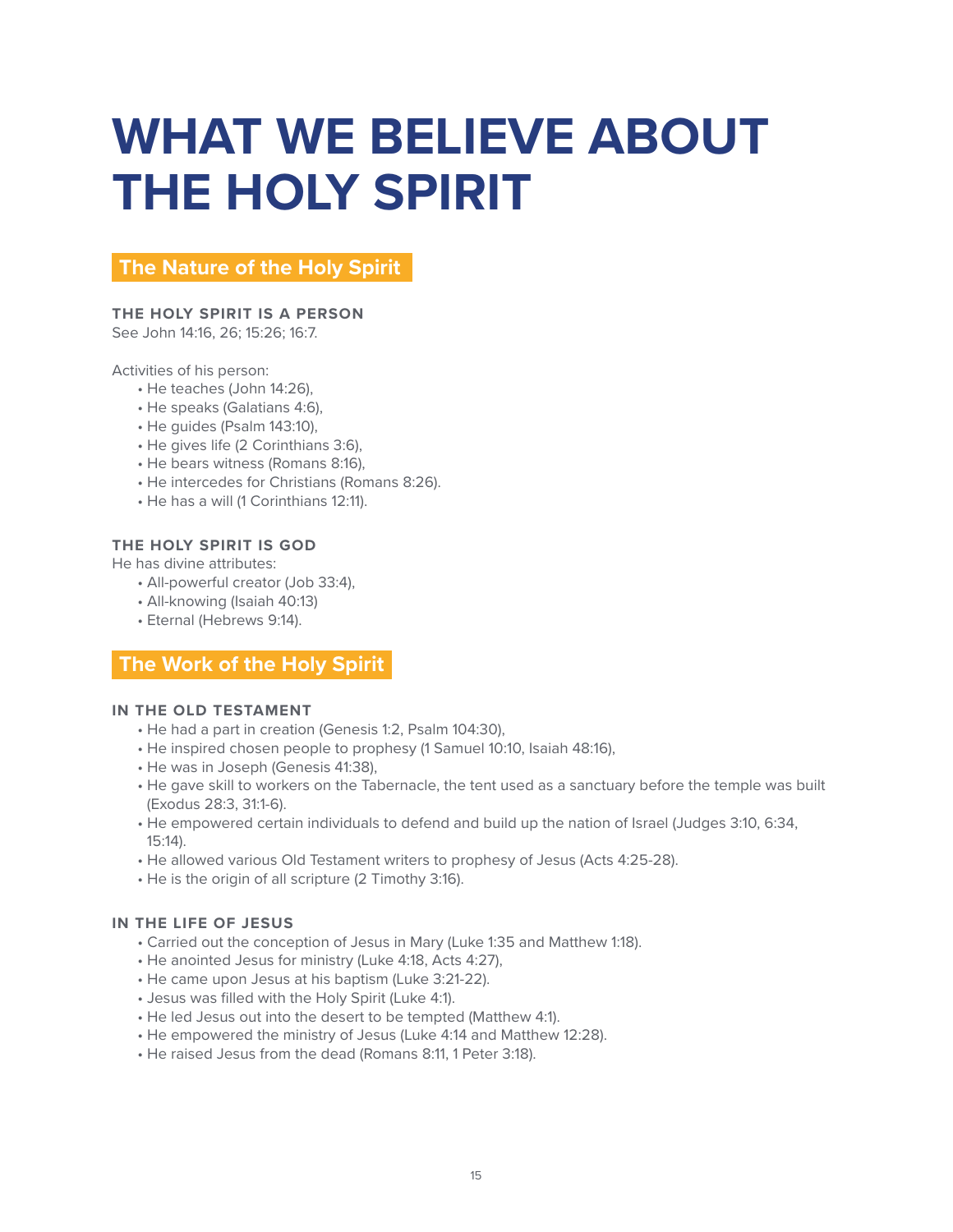# WHAT WE BELIEVE ABOUT THE HOLY SPIRIT

## The Nature of the Holy Spirit

### THE HOLY SPIRIT IS A PERSON

See John 14:16, 26; 15:26; 16:7.

Activities of his person:

- He teaches (John 14:26),
- He speaks (Galatians 4:6),
- He guides (Psalm 143:10),
- He gives life (2 Corinthians 3:6),
- He bears witness (Romans 8:16),
- He intercedes for Christians (Romans 8:26).
- He has a will (1 Corinthians 12:11).

### THE HOLY SPIRIT IS GOD

He has divine attributes:

- All-powerful creator (Job 33:4),
- All-knowing (Isaiah 40:13)
- Eternal (Hebrews 9:14).

## The Work of the Holy Spirit

### IN THE OLD TESTAMENT

- He had a part in creation (Genesis 1:2, Psalm 104:30),
- He inspired chosen people to prophesy (1 Samuel 10:10, Isaiah 48:16),
- He was in Joseph (Genesis 41:38),
- He gave skill to workers on the Tabernacle, the tent used as a sanctuary before the temple was built (Exodus 28:3, 31:1-6).
- He empowered certain individuals to defend and build up the nation of Israel (Judges 3:10, 6:34, 15:14).
- He allowed various Old Testament writers to prophesy of Jesus (Acts 4:25-28).
- He is the origin of all scripture (2 Timothy 3:16).

### IN THE LIFE OF JESUS

- Carried out the conception of Jesus in Mary (Luke 1:35 and Matthew 1:18).
- He anointed Jesus for ministry (Luke 4:18, Acts 4:27),
- He came upon Jesus at his baptism (Luke 3:21-22).
- Jesus was filled with the Holy Spirit (Luke 4:1).
- He led Jesus out into the desert to be tempted (Matthew 4:1).
- He empowered the ministry of Jesus (Luke 4:14 and Matthew 12:28).
- He raised Jesus from the dead (Romans 8:11, 1 Peter 3:18).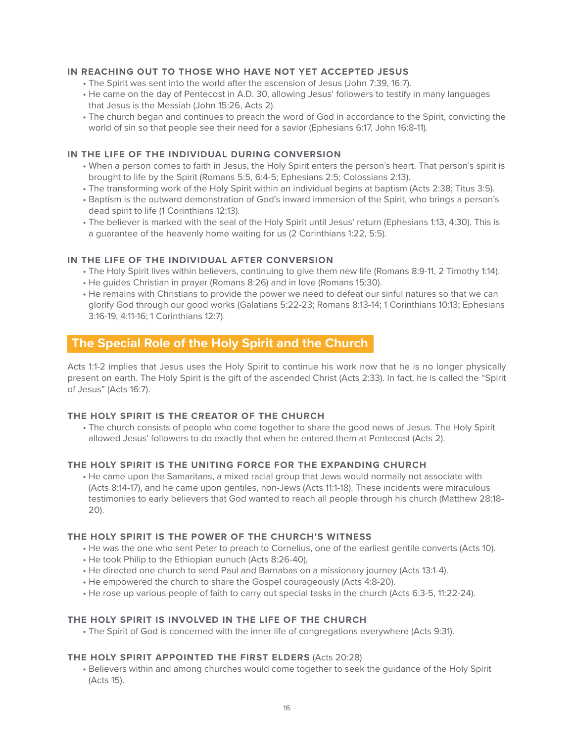### IN REACHING OUT TO THOSE WHO HAVE NOT YET ACCEPTED JESUS

- The Spirit was sent into the world after the ascension of Jesus (John 7:39, 16:7).
- He came on the day of Pentecost in A.D. 30, allowing Jesus' followers to testify in many languages that Jesus is the Messiah (John 15:26, Acts 2).
- The church began and continues to preach the word of God in accordance to the Spirit, convicting the world of sin so that people see their need for a savior (Ephesians 6:17, John 16:8-11).

### IN THE LIFE OF THE INDIVIDUAL DURING CONVERSION

- When a person comes to faith in Jesus, the Holy Spirit enters the person's heart. That person's spirit is brought to life by the Spirit (Romans 5:5, 6:4-5; Ephesians 2:5; Colossians 2:13).
- The transforming work of the Holy Spirit within an individual begins at baptism (Acts 2:38; Titus 3:5).
- Baptism is the outward demonstration of God's inward immersion of the Spirit, who brings a person's dead spirit to life (1 Corinthians 12:13).
- The believer is marked with the seal of the Holy Spirit until Jesus' return (Ephesians 1:13, 4:30). This is a guarantee of the heavenly home waiting for us (2 Corinthians 1:22, 5:5).

### IN THE LIFE OF THE INDIVIDUAL AFTER CONVERSION

- The Holy Spirit lives within believers, continuing to give them new life (Romans 8:9-11, 2 Timothy 1:14).
- He guides Christian in prayer (Romans 8:26) and in love (Romans 15:30).
- He remains with Christians to provide the power we need to defeat our sinful natures so that we can glorify God through our good works (Galatians 5:22-23; Romans 8:13-14; 1 Corinthians 10:13; Ephesians 3:16-19, 4:11-16; 1 Corinthians 12:7).

## The Special Role of the Holy Spirit and the Church

Acts 1:1-2 implies that Jesus uses the Holy Spirit to continue his work now that he is no longer physically present on earth. The Holy Spirit is the gift of the ascended Christ (Acts 2:33). In fact, he is called the "Spirit of Jesus" (Acts 16:7).

### THE HOLY SPIRIT IS THE CREATOR OF THE CHURCH

- The church consists of people who come together to share the good news of Jesus. The Holy Spirit allowed Jesus' followers to do exactly that when he entered them at Pentecost (Acts 2).

### THE HOLY SPIRIT IS THE UNITING FORCE FOR THE EXPANDING CHURCH

- He came upon the Samaritans, a mixed racial group that Jews would normally not associate with (Acts 8:14-17), and he came upon gentiles, non-Jews (Acts 11:1-18). These incidents were miraculous testimonies to early believers that God wanted to reach all people through his church (Matthew 28:18-20).

### THE HOLY SPIRIT IS THE POWER OF THE CHURCH'S WITNESS

- He was the one who sent Peter to preach to Cornelius, one of the earliest gentile converts (Acts 10).
- He took Philip to the Ethiopian eunuch (Acts 8:26-40),
- He directed one church to send Paul and Barnabas on a missionary journey (Acts 13:1-4).
- He empowered the church to share the Gospel courageously (Acts 4:8-20).
- He rose up various people of faith to carry out special tasks in the church (Acts 6:3-5, 11:22-24).

### THE HOLY SPIRIT IS INVOLVED IN THE LIFE OF THE CHURCH

- The Spirit of God is concerned with the inner life of congregations everywhere (Acts 9:31).

### THE HOLY SPIRIT APPOINTED THE FIRST ELDERS (Acts 20:28)

- Believers within and among churches would come together to seek the guidance of the Holy Spirit (Acts 15).